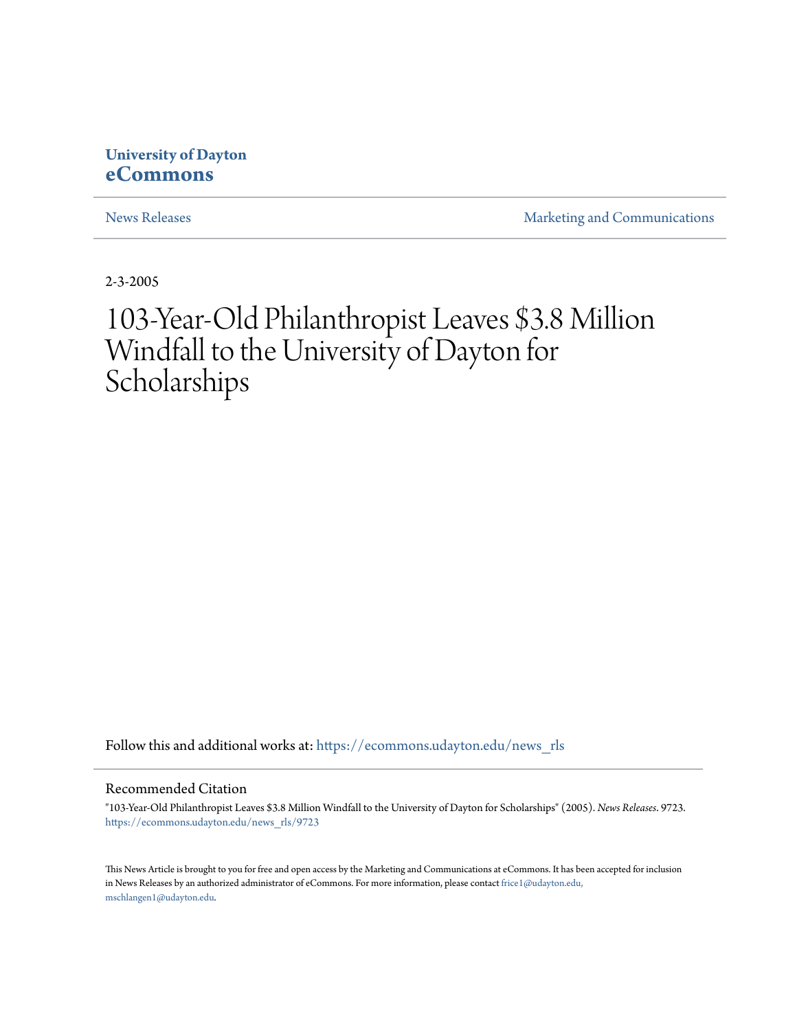University of Dayton
**eCommons**

News Releases | Marketing and Communications

2-3-2005

# 103-Year-Old Philanthropist Leaves $3.8 Million Windfall to the University of Dayton for Scholarships

Follow this and additional works at: https://ecommons.udayton.edu/news_rls

## Recommended Citation

"103-Year-Old Philanthropist Leaves $3.8 Million Windfall to the University of Dayton for Scholarships" (2005). *News Releases*. 9723.
https://ecommons.udayton.edu/news_rls/9723

This News Article is brought to you for free and open access by the Marketing and Communications at eCommons. It has been accepted for inclusion in News Releases by an authorized administrator of eCommons. For more information, please contact frice1@udayton.edu, mschlangen1@udayton.edu.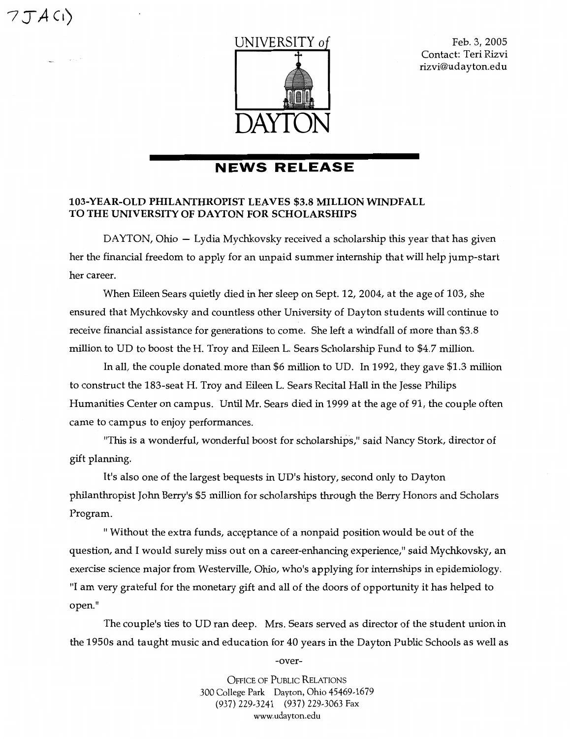7JA(1)

UNIVERSITY *of*

DAYTON

Feb. 3, 2005
Contact: Teri Rizvi
rizvi@udayton.edu

## NEWS RELEASE

### 103-YEAR-OLD PHILANTHROPIST LEAVES $3.8 MILLION WINDFALL TO THE UNIVERSITY OF DAYTON FOR SCHOLARSHIPS

DAYTON, Ohio — Lydia Mychkovsky received a scholarship this year that has given her the financial freedom to apply for an unpaid summer internship that will help jump-start her career.

When Eileen Sears quietly died in her sleep on Sept. 12, 2004, at the age of 103, she ensured that Mychkovsky and countless other University of Dayton students will continue to receive financial assistance for generations to come. She left a windfall of more than $3.8 million to UD to boost the H. Troy and Eileen L. Sears Scholarship Fund to $4.7 million.

In all, the couple donated more than $6 million to UD. In 1992, they gave $1.3 million to construct the 183-seat H. Troy and Eileen L. Sears Recital Hall in the Jesse Philips Humanities Center on campus. Until Mr. Sears died in 1999 at the age of 91, the couple often came to campus to enjoy performances.

"This is a wonderful, wonderful boost for scholarships," said Nancy Stork, director of gift planning.

It's also one of the largest bequests in UD's history, second only to Dayton philanthropist John Berry's $5 million for scholarships through the Berry Honors and Scholars Program.

" Without the extra funds, acceptance of a nonpaid position would be out of the question, and I would surely miss out on a career-enhancing experience," said Mychkovsky, an exercise science major from Westerville, Ohio, who's applying for internships in epidemiology. "I am very grateful for the monetary gift and all of the doors of opportunity it has helped to open."

The couple's ties to UD ran deep. Mrs. Sears served as director of the student union in the 1950s and taught music and education for 40 years in the Dayton Public Schools as well as

-over-

OFFICE OF PUBLIC RELATIONS
300 College Park Dayton, Ohio 45469-1679
(937) 229-3241 (937) 229-3063 Fax
www.udayton.edu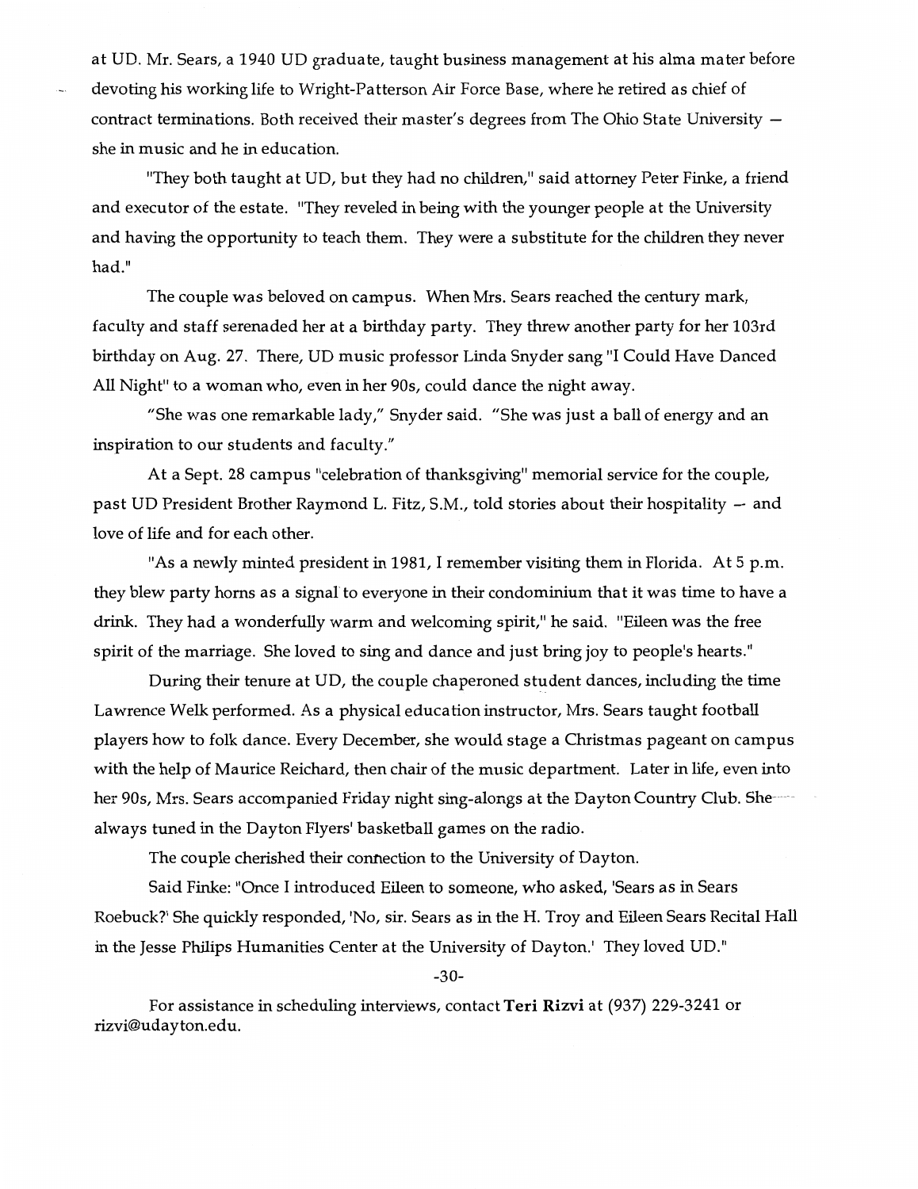at UD. Mr. Sears, a 1940 UD graduate, taught business management at his alma mater before devoting his working life to Wright-Patterson Air Force Base, where he retired as chief of contract terminations. Both received their master's degrees from The Ohio State University — she in music and he in education.

"They both taught at UD, but they had no children," said attorney Peter Finke, a friend and executor of the estate. "They reveled in being with the younger people at the University and having the opportunity to teach them. They were a substitute for the children they never had."

The couple was beloved on campus. When Mrs. Sears reached the century mark, faculty and staff serenaded her at a birthday party. They threw another party for her 103rd birthday on Aug. 27. There, UD music professor Linda Snyder sang "I Could Have Danced All Night" to a woman who, even in her 90s, could dance the night away.

"She was one remarkable lady," Snyder said. "She was just a ball of energy and an inspiration to our students and faculty."

At a Sept. 28 campus "celebration of thanksgiving" memorial service for the couple, past UD President Brother Raymond L. Fitz, S.M., told stories about their hospitality — and love of life and for each other.

"As a newly minted president in 1981, I remember visiting them in Florida. At 5 p.m. they blew party horns as a signal to everyone in their condominium that it was time to have a drink. They had a wonderfully warm and welcoming spirit," he said. "Eileen was the free spirit of the marriage. She loved to sing and dance and just bring joy to people's hearts."

During their tenure at UD, the couple chaperoned student dances, including the time Lawrence Welk performed. As a physical education instructor, Mrs. Sears taught football players how to folk dance. Every December, she would stage a Christmas pageant on campus with the help of Maurice Reichard, then chair of the music department. Later in life, even into her 90s, Mrs. Sears accompanied Friday night sing-alongs at the Dayton Country Club. She always tuned in the Dayton Flyers' basketball games on the radio.

The couple cherished their connection to the University of Dayton.

Said Finke: "Once I introduced Eileen to someone, who asked, 'Sears as in Sears Roebuck?' She quickly responded, 'No, sir. Sears as in the H. Troy and Eileen Sears Recital Hall in the Jesse Philips Humanities Center at the University of Dayton.' They loved UD."

-30-

For assistance in scheduling interviews, contact **Teri Rizvi** at (937) 229-3241 or rizvi@udayton.edu.